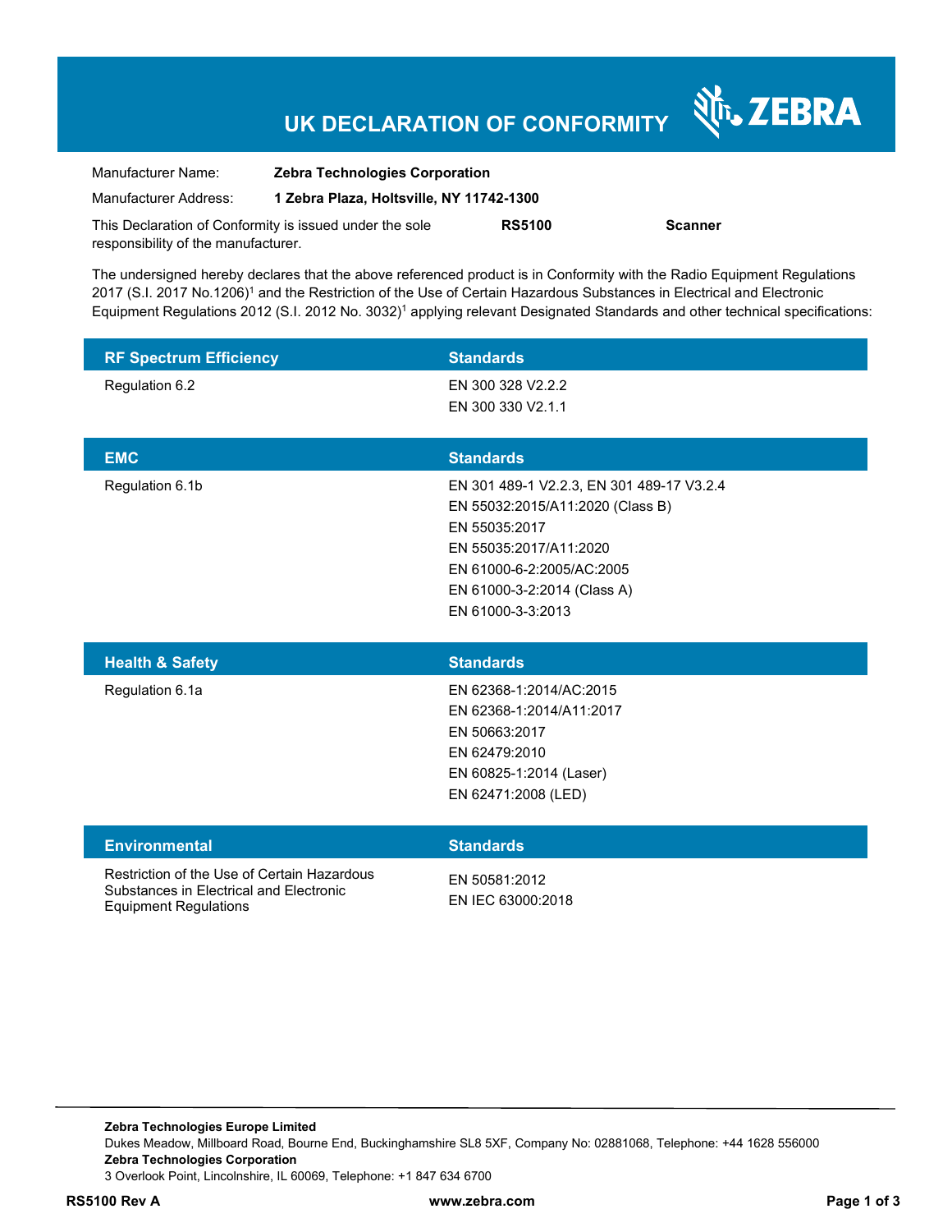# UK DECLARATION OF CONFORMITY

ZEBRA

| | |
|---|---|
| Manufacturer Name: | **Zebra Technologies Corporation** |
| Manufacturer Address: | **1 Zebra Plaza, Holtsville, NY 11742-1300** |

This Declaration of Conformity is issued under the sole responsibility of the manufacturer. **RS5100** **Scanner**

The undersigned hereby declares that the above referenced product is in Conformity with the Radio Equipment Regulations 2017 (S.I. 2017 No.1206)[1] and the Restriction of the Use of Certain Hazardous Substances in Electrical and Electronic Equipment Regulations 2012 (S.I. 2012 No. 3032)[1] applying relevant Designated Standards and other technical specifications:

| RF Spectrum Efficiency | Standards |
|---|---|
| Regulation 6.2 | EN 300 328 V2.2.2<br>EN 300 330 V2.1.1 |

| EMC | Standards |
|---|---|
| Regulation 6.1b | EN 301 489-1 V2.2.3, EN 301 489-17 V3.2.4<br>EN 55032:2015/A11:2020 (Class B)<br>EN 55035:2017<br>EN 55035:2017/A11:2020<br>EN 61000-6-2:2005/AC:2005<br>EN 61000-3-2:2014 (Class A)<br>EN 61000-3-3:2013 |

| Health & Safety | Standards |
|---|---|
| Regulation 6.1a | EN 62368-1:2014/AC:2015<br>EN 62368-1:2014/A11:2017<br>EN 50663:2017<br>EN 62479:2010<br>EN 60825-1:2014 (Laser)<br>EN 62471:2008 (LED) |

| Environmental | Standards |
|---|---|
| Restriction of the Use of Certain Hazardous Substances in Electrical and Electronic Equipment Regulations | EN 50581:2012<br>EN IEC 63000:2018 |

**Zebra Technologies Europe Limited**
Dukes Meadow, Millboard Road, Bourne End, Buckinghamshire SL8 5XF, Company No: 02881068, Telephone: +44 1628 556000
**Zebra Technologies Corporation**
3 Overlook Point, Lincolnshire, IL 60069, Telephone: +1 847 634 6700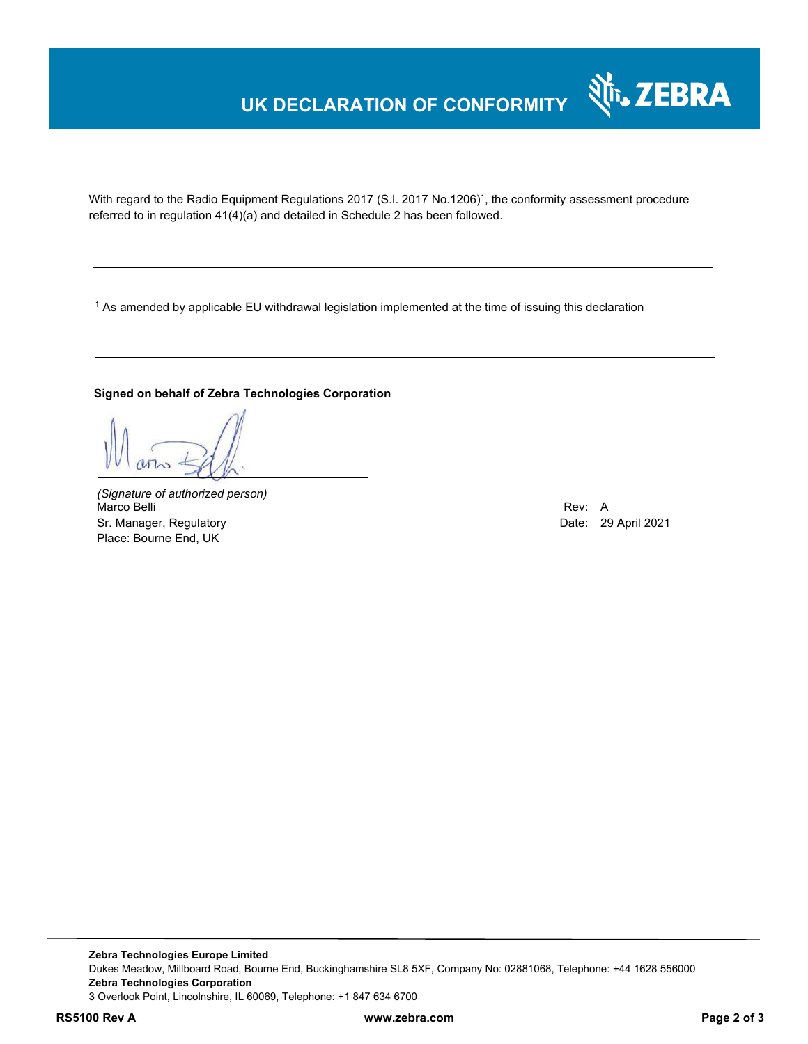# UK DECLARATION OF CONFORMITY

With regard to the Radio Equipment Regulations 2017 (S.I. 2017 No.1206)[1], the conformity assessment procedure referred to in regulation 41(4)(a) and detailed in Schedule 2 has been followed.

---

[1] As amended by applicable EU withdrawal legislation implemented at the time of issuing this declaration

---

**Signed on behalf of Zebra Technologies Corporation**

*(Signature of authorized person)*
Marco Belli
Sr. Manager, Regulatory
Place: Bourne End, UK

Rev: A
Date: 29 April 2021

**Zebra Technologies Europe Limited**
Dukes Meadow, Millboard Road, Bourne End, Buckinghamshire SL8 5XF, Company No: 02881068, Telephone: +44 1628 556000
**Zebra Technologies Corporation**
3 Overlook Point, Lincolnshire, IL 60069, Telephone: +1 847 634 6700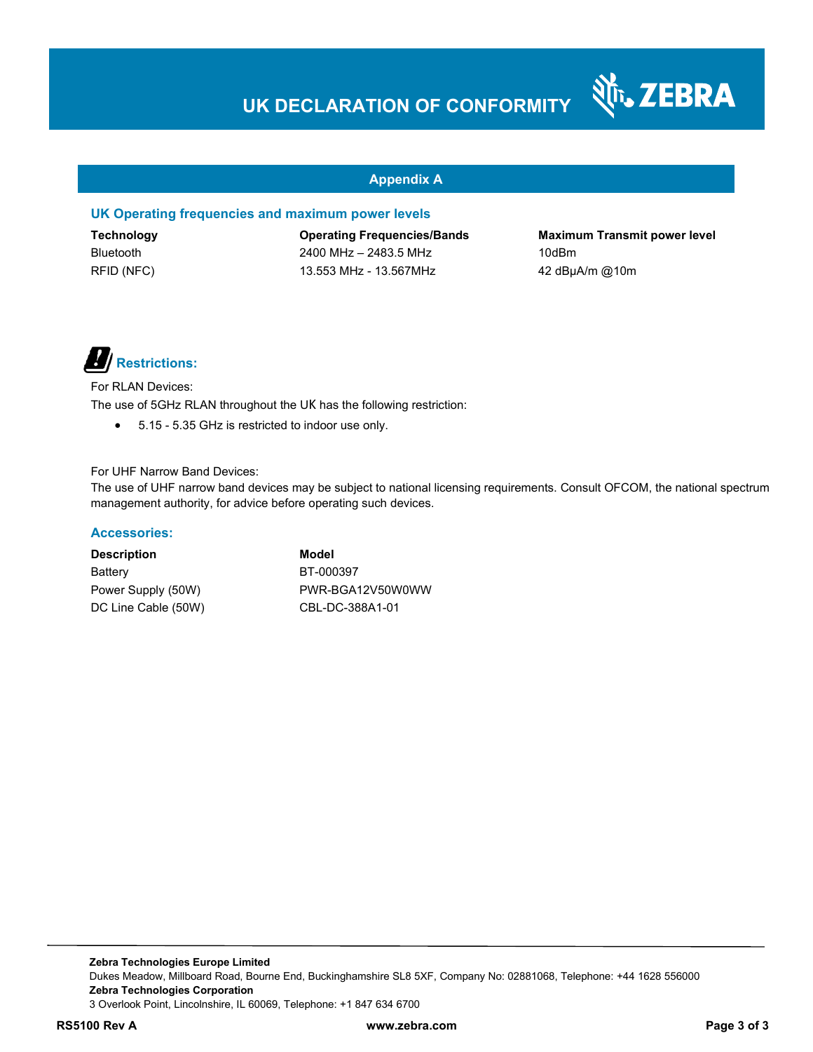# UK DECLARATION OF CONFORMITY

## Appendix A

### UK Operating frequencies and maximum power levels

| Technology | Operating Frequencies/Bands | Maximum Transmit power level |
|---|---|---|
| Bluetooth | 2400 MHz – 2483.5 MHz | 10dBm |
| RFID (NFC) | 13.553 MHz - 13.567MHz | 42 dBµA/m @10m |

### Restrictions:

For RLAN Devices:

The use of 5GHz RLAN throughout the UK has the following restriction:

- 5.15 - 5.35 GHz is restricted to indoor use only.

For UHF Narrow Band Devices:

The use of UHF narrow band devices may be subject to national licensing requirements. Consult OFCOM, the national spectrum management authority, for advice before operating such devices.

### Accessories:

| Description | Model |
|---|---|
| Battery | BT-000397 |
| Power Supply (50W) | PWR-BGA12V50W0WW |
| DC Line Cable (50W) | CBL-DC-388A1-01 |

**Zebra Technologies Europe Limited**
Dukes Meadow, Millboard Road, Bourne End, Buckinghamshire SL8 5XF, Company No: 02881068, Telephone: +44 1628 556000
**Zebra Technologies Corporation**
3 Overlook Point, Lincolnshire, IL 60069, Telephone: +1 847 634 6700

**RS5100 Rev A** **www.zebra.com**